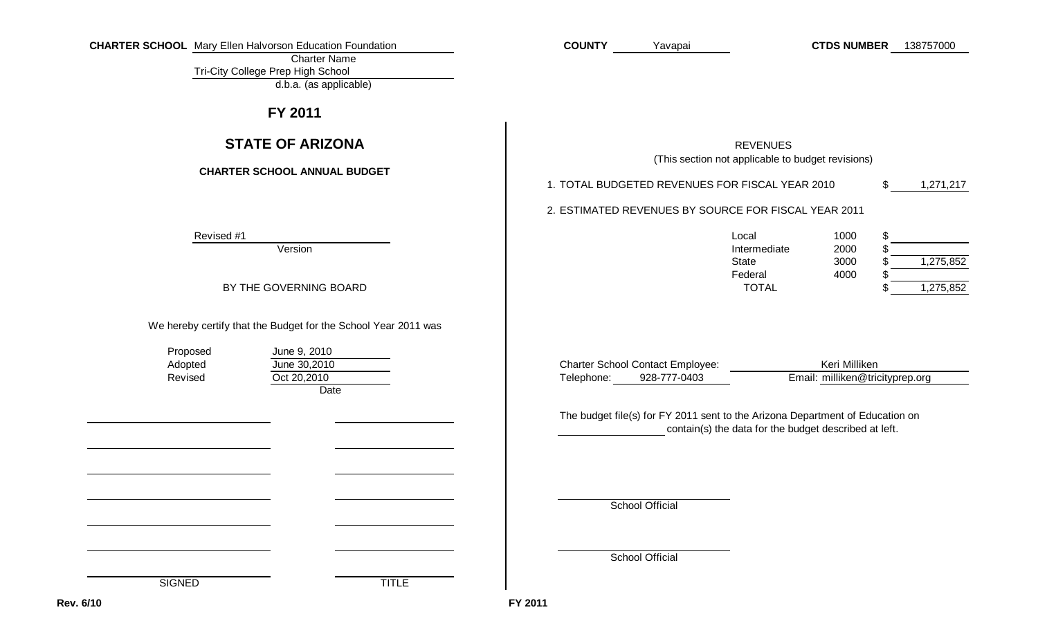**CHARTER SCHOOL** Mary Ellen Halvorson Education Foundation
Charter Name
Tri-City College Prep High School
d.b.a. (as applicable)

**COUNTY** Yavapai

**CTDS NUMBER** 138757000

# FY 2011

## STATE OF ARIZONA

### CHARTER SCHOOL ANNUAL BUDGET

Revised #1
Version

BY THE GOVERNING BOARD

We hereby certify that the Budget for the School Year 2011 was

| | |
|---|---|
| Proposed | June 9, 2010 |
| Adopted | June 30,2010 |
| Revised | Oct 20,2010 |
| | Date |

| SIGNED | TITLE |
|---|---|
| | |
| | |
| | |
| | |
| | |
| | |

REVENUES
(This section not applicable to budget revisions)

1. TOTAL BUDGETED REVENUES FOR FISCAL YEAR 2010 $ 1,271,217

2. ESTIMATED REVENUES BY SOURCE FOR FISCAL YEAR 2011

| Source | Code | Amount |
|---|---|---|
| Local | 1000 | $ |
| Intermediate | 2000 | $ |
| State | 3000 | $ 1,275,852 |
| Federal | 4000 | $ |
| TOTAL | | $ 1,275,852 |

Charter School Contact Employee: Keri Milliken
Telephone: 928-777-0403 Email: milliken@tricityprep.org

The budget file(s) for FY 2011 sent to the Arizona Department of Education on ________ contain(s) the data for the budget described at left.

School Official

School Official

Rev. 6/10

FY 2011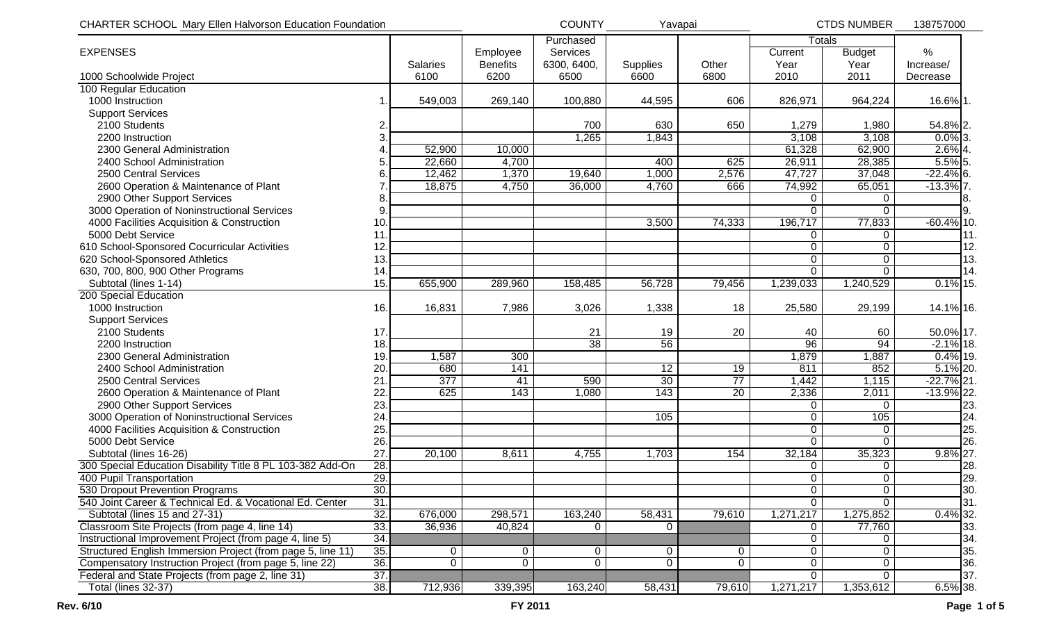CHARTER SCHOOL Mary Ellen Halvorson Education Foundation COUNTY Yavapai CTDS NUMBER 138757000

| EXPENSES | | Salaries | Employee Benefits | Purchased Services | Supplies | Other | Totals | | % | |
|---|---|---|---|---|---|---|---|---|---|---|
| 1000 Schoolwide Project | | 6100 | 6200 | 6300, 6400, 6500 | 6600 | 6800 | Current Year 2010 | Budget Year 2011 | Increase/ Decrease | |
| 100 Regular Education | | | | | | | | | | |
| 1000 Instruction | 1. | 549,003 | 269,140 | 100,880 | 44,595 | 606 | 826,971 | 964,224 | 16.6% | 1. |
| Support Services | | | | | | | | | | |
| 2100 Students | 2. | | | 700 | 630 | 650 | 1,279 | 1,980 | 54.8% | 2. |
| 2200 Instruction | 3. | | | 1,265 | 1,843 | | 3,108 | 3,108 | 0.0% | 3. |
| 2300 General Administration | 4. | 52,900 | 10,000 | | | | 61,328 | 62,900 | 2.6% | 4. |
| 2400 School Administration | 5. | 22,660 | 4,700 | | 400 | 625 | 26,911 | 28,385 | 5.5% | 5. |
| 2500 Central Services | 6. | 12,462 | 1,370 | 19,640 | 1,000 | 2,576 | 47,727 | 37,048 | -22.4% | 6. |
| 2600 Operation & Maintenance of Plant | 7. | 18,875 | 4,750 | 36,000 | 4,760 | 666 | 74,992 | 65,051 | -13.3% | 7. |
| 2900 Other Support Services | 8. | | | | | | 0 | 0 | | 8. |
| 3000 Operation of Noninstructional Services | 9. | | | | | | 0 | 0 | | 9. |
| 4000 Facilities Acquisition & Construction | 10. | | | | 3,500 | 74,333 | 196,717 | 77,833 | -60.4% | 10. |
| 5000 Debt Service | 11. | | | | | | 0 | 0 | | 11. |
| 610 School-Sponsored Cocurricular Activities | 12. | | | | | | 0 | 0 | | 12. |
| 620 School-Sponsored Athletics | 13. | | | | | | 0 | 0 | | 13. |
| 630, 700, 800, 900 Other Programs | 14. | | | | | | 0 | 0 | | 14. |
| Subtotal (lines 1-14) | 15. | 655,900 | 289,960 | 158,485 | 56,728 | 79,456 | 1,239,033 | 1,240,529 | 0.1% | 15. |
| 200 Special Education | | | | | | | | | | |
| 1000 Instruction | 16. | 16,831 | 7,986 | 3,026 | 1,338 | 18 | 25,580 | 29,199 | 14.1% | 16. |
| Support Services | | | | | | | | | | |
| 2100 Students | 17. | | | 21 | 19 | 20 | 40 | 60 | 50.0% | 17. |
| 2200 Instruction | 18. | | | 38 | 56 | | 96 | 94 | -2.1% | 18. |
| 2300 General Administration | 19. | 1,587 | 300 | | | | 1,879 | 1,887 | 0.4% | 19. |
| 2400 School Administration | 20. | 680 | 141 | | 12 | 19 | 811 | 852 | 5.1% | 20. |
| 2500 Central Services | 21. | 377 | 41 | 590 | 30 | 77 | 1,442 | 1,115 | -22.7% | 21. |
| 2600 Operation & Maintenance of Plant | 22. | 625 | 143 | 1,080 | 143 | 20 | 2,336 | 2,011 | -13.9% | 22. |
| 2900 Other Support Services | 23. | | | | | | 0 | 0 | | 23. |
| 3000 Operation of Noninstructional Services | 24. | | | | 105 | | 0 | 105 | | 24. |
| 4000 Facilities Acquisition & Construction | 25. | | | | | | 0 | 0 | | 25. |
| 5000 Debt Service | 26. | | | | | | 0 | 0 | | 26. |
| Subtotal (lines 16-26) | 27. | 20,100 | 8,611 | 4,755 | 1,703 | 154 | 32,184 | 35,323 | 9.8% | 27. |
| 300 Special Education Disability Title 8 PL 103-382 Add-On | 28. | | | | | | 0 | 0 | | 28. |
| 400 Pupil Transportation | 29. | | | | | | 0 | 0 | | 29. |
| 530 Dropout Prevention Programs | 30. | | | | | | 0 | 0 | | 30. |
| 540 Joint Career & Technical Ed. & Vocational Ed. Center | 31. | | | | | | 0 | 0 | | 31. |
| Subtotal (lines 15 and 27-31) | 32. | 676,000 | 298,571 | 163,240 | 58,431 | 79,610 | 1,271,217 | 1,275,852 | 0.4% | 32. |
| Classroom Site Projects (from page 4, line 14) | 33. | 36,936 | 40,824 | 0 | 0 | | 0 | 77,760 | | 33. |
| Instructional Improvement Project (from page 4, line 5) | 34. | | | | | | 0 | 0 | | 34. |
| Structured English Immersion Project (from page 5, line 11) | 35. | 0 | 0 | 0 | 0 | 0 | 0 | 0 | | 35. |
| Compensatory Instruction Project (from page 5, line 22) | 36. | 0 | 0 | 0 | 0 | 0 | 0 | 0 | | 36. |
| Federal and State Projects (from page 2, line 31) | 37. | | | | | | 0 | 0 | | 37. |
| Total (lines 32-37) | 38. | 712,936 | 339,395 | 163,240 | 58,431 | 79,610 | 1,271,217 | 1,353,612 | 6.5% | 38. |

Rev. 6/10 FY 2011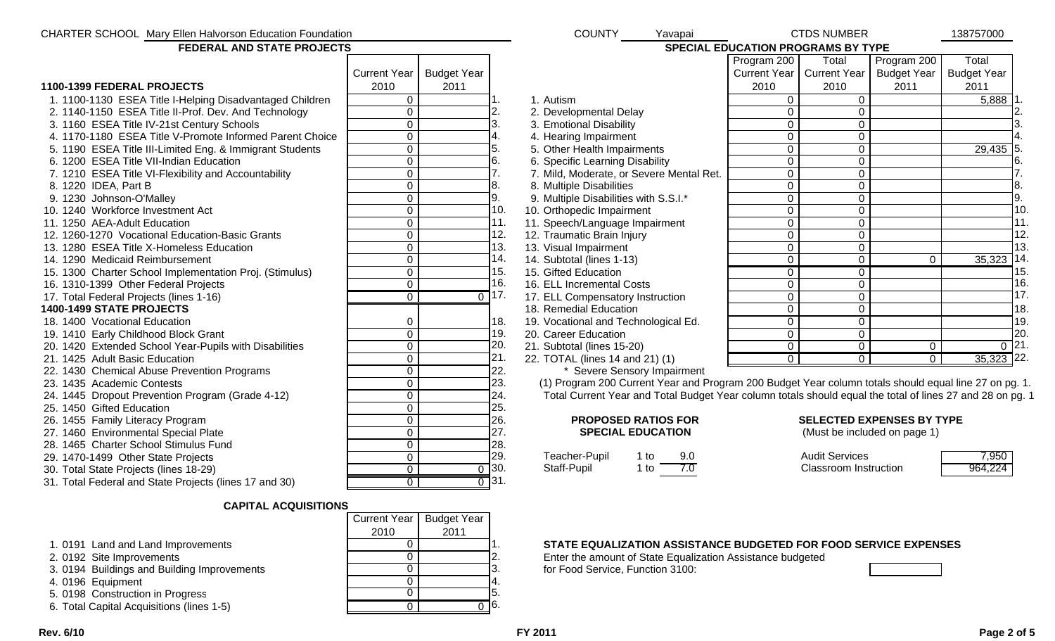CHARTER SCHOOL Mary Ellen Halvorson Education Foundation | COUNTY Yavapai | CTDS NUMBER 138757000

## FEDERAL AND STATE PROJECTS

| | Current Year 2010 | Budget Year 2011 | |
|---|---|---|---|
| **1100-1399 FEDERAL PROJECTS** | | | |
| 1. 1100-1130 ESEA Title I-Helping Disadvantaged Children | 0 | | 1. |
| 2. 1140-1150 ESEA Title II-Prof. Dev. And Technology | 0 | | 2. |
| 3. 1160 ESEA Title IV-21st Century Schools | 0 | | 3. |
| 4. 1170-1180 ESEA Title V-Promote Informed Parent Choice | 0 | | 4. |
| 5. 1190 ESEA Title III-Limited Eng. & Immigrant Students | 0 | | 5. |
| 6. 1200 ESEA Title VII-Indian Education | 0 | | 6. |
| 7. 1210 ESEA Title VI-Flexibility and Accountability | 0 | | 7. |
| 8. 1220 IDEA, Part B | 0 | | 8. |
| 9. 1230 Johnson-O'Malley | 0 | | 9. |
| 10. 1240 Workforce Investment Act | 0 | | 10. |
| 11. 1250 AEA-Adult Education | 0 | | 11. |
| 12. 1260-1270 Vocational Education-Basic Grants | 0 | | 12. |
| 13. 1280 ESEA Title X-Homeless Education | 0 | | 13. |
| 14. 1290 Medicaid Reimbursement | 0 | | 14. |
| 15. 1300 Charter School Implementation Proj. (Stimulus) | 0 | | 15. |
| 16. 1310-1399 Other Federal Projects | 0 | | 16. |
| 17. Total Federal Projects (lines 1-16) | 0 | 0 | 17. |
| **1400-1499 STATE PROJECTS** | | | |
| 18. 1400 Vocational Education | 0 | | 18. |
| 19. 1410 Early Childhood Block Grant | 0 | | 19. |
| 20. 1420 Extended School Year-Pupils with Disabilities | 0 | | 20. |
| 21. 1425 Adult Basic Education | 0 | | 21. |
| 22. 1430 Chemical Abuse Prevention Programs | 0 | | 22. |
| 23. 1435 Academic Contests | 0 | | 23. |
| 24. 1445 Dropout Prevention Program (Grade 4-12) | 0 | | 24. |
| 25. 1450 Gifted Education | 0 | | 25. |
| 26. 1455 Family Literacy Program | 0 | | 26. |
| 27. 1460 Environmental Special Plate | 0 | | 27. |
| 28. 1465 Charter School Stimulus Fund | 0 | | 28. |
| 29. 1470-1499 Other State Projects | 0 | | 29. |
| 30. Total State Projects (lines 18-29) | 0 | 0 | 30. |
| 31. Total Federal and State Projects (lines 17 and 30) | 0 | 0 | 31. |

## CAPITAL ACQUISITIONS

| | Current Year 2010 | Budget Year 2011 | |
|---|---|---|---|
| 1. 0191 Land and Land Improvements | 0 | | 1. |
| 2. 0192 Site Improvements | 0 | | 2. |
| 3. 0194 Buildings and Building Improvements | 0 | | 3. |
| 4. 0196 Equipment | 0 | | 4. |
| 5. 0198 Construction in Progress | 0 | | 5. |
| 6. Total Capital Acquisitions (lines 1-5) | 0 | 0 | 6. |

## SPECIAL EDUCATION PROGRAMS BY TYPE

| | Program 200 Current Year 2010 | Total Current Year 2010 | Program 200 Budget Year 2011 | Total Budget Year 2011 | |
|---|---|---|---|---|---|
| 1. Autism | 0 | 0 | | 5,888 | 1. |
| 2. Developmental Delay | 0 | 0 | | | 2. |
| 3. Emotional Disability | 0 | 0 | | | 3. |
| 4. Hearing Impairment | 0 | 0 | | | 4. |
| 5. Other Health Impairments | 0 | 0 | | 29,435 | 5. |
| 6. Specific Learning Disability | 0 | 0 | | | 6. |
| 7. Mild, Moderate, or Severe Mental Ret. | 0 | 0 | | | 7. |
| 8. Multiple Disabilities | 0 | 0 | | | 8. |
| 9. Multiple Disabilities with S.S.I.* | 0 | 0 | | | 9. |
| 10. Orthopedic Impairment | 0 | 0 | | | 10. |
| 11. Speech/Language Impairment | 0 | 0 | | | 11. |
| 12. Traumatic Brain Injury | 0 | 0 | | | 12. |
| 13. Visual Impairment | 0 | 0 | | | 13. |
| 14. Subtotal (lines 1-13) | 0 | 0 | 0 | 35,323 | 14. |
| 15. Gifted Education | 0 | 0 | | | 15. |
| 16. ELL Incremental Costs | 0 | 0 | | | 16. |
| 17. ELL Compensatory Instruction | 0 | 0 | | | 17. |
| 18. Remedial Education | 0 | 0 | | | 18. |
| 19. Vocational and Technological Ed. | 0 | 0 | | | 19. |
| 20. Career Education | 0 | 0 | | | 20. |
| 21. Subtotal (lines 15-20) | 0 | 0 | 0 | 0 | 21. |
| 22. TOTAL (lines 14 and 21) (1) | 0 | 0 | 0 | 35,323 | 22. |

\* Severe Sensory Impairment

(1) Program 200 Current Year and Program 200 Budget Year column totals should equal line 27 on pg. 1. Total Current Year and Total Budget Year column totals should equal the total of lines 27 and 28 on pg. 1

### PROPOSED RATIOS FOR SPECIAL EDUCATION

| | | |
|---|---|---|
| Teacher-Pupil | 1 to | 9.0 |
| Staff-Pupil | 1 to | 7.0 |

### SELECTED EXPENSES BY TYPE

(Must be included on page 1)

| | |
|---|---|
| Audit Services | 7,950 |
| Classroom Instruction | 964,224 |

### STATE EQUALIZATION ASSISTANCE BUDGETED FOR FOOD SERVICE EXPENSES

Enter the amount of State Equalization Assistance budgeted for Food Service, Function 3100: ______

Rev. 6/10 | FY 2011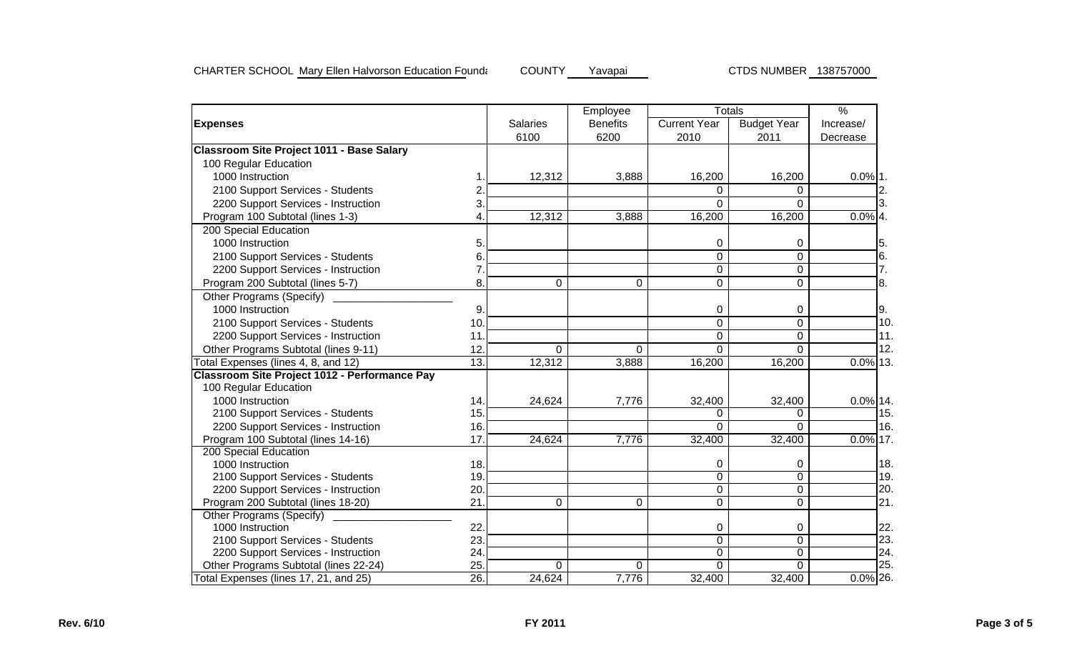CHARTER SCHOOL Mary Ellen Halvorson Education Founda    COUNTY Yavapai    CTDS NUMBER 138757000

| Expenses | | Salaries 6100 | Employee Benefits 6200 | Totals Current Year 2010 | Totals Budget Year 2011 | % Increase/ Decrease | |
|---|---|---|---|---|---|---|---|
| **Classroom Site Project 1011 - Base Salary** | | | | | | | |
| 100 Regular Education | | | | | | | |
| 1000 Instruction | 1. | 12,312 | 3,888 | 16,200 | 16,200 | 0.0% | 1. |
| 2100 Support Services - Students | 2. | | | 0 | 0 | | 2. |
| 2200 Support Services - Instruction | 3. | | | 0 | 0 | | 3. |
| Program 100 Subtotal (lines 1-3) | 4. | 12,312 | 3,888 | 16,200 | 16,200 | 0.0% | 4. |
| 200 Special Education | | | | | | | |
| 1000 Instruction | 5. | | | 0 | 0 | | 5. |
| 2100 Support Services - Students | 6. | | | 0 | 0 | | 6. |
| 2200 Support Services - Instruction | 7. | | | 0 | 0 | | 7. |
| Program 200 Subtotal (lines 5-7) | 8. | 0 | 0 | 0 | 0 | | 8. |
| Other Programs (Specify) ____________ | | | | | | | |
| 1000 Instruction | 9. | | | 0 | 0 | | 9. |
| 2100 Support Services - Students | 10. | | | 0 | 0 | | 10. |
| 2200 Support Services - Instruction | 11. | | | 0 | 0 | | 11. |
| Other Programs Subtotal (lines 9-11) | 12. | 0 | 0 | 0 | 0 | | 12. |
| Total Expenses (lines 4, 8, and 12) | 13. | 12,312 | 3,888 | 16,200 | 16,200 | 0.0% | 13. |
| **Classroom Site Project 1012 - Performance Pay** | | | | | | | |
| 100 Regular Education | | | | | | | |
| 1000 Instruction | 14. | 24,624 | 7,776 | 32,400 | 32,400 | 0.0% | 14. |
| 2100 Support Services - Students | 15. | | | 0 | 0 | | 15. |
| 2200 Support Services - Instruction | 16. | | | 0 | 0 | | 16. |
| Program 100 Subtotal (lines 14-16) | 17. | 24,624 | 7,776 | 32,400 | 32,400 | 0.0% | 17. |
| 200 Special Education | | | | | | | |
| 1000 Instruction | 18. | | | 0 | 0 | | 18. |
| 2100 Support Services - Students | 19. | | | 0 | 0 | | 19. |
| 2200 Support Services - Instruction | 20. | | | 0 | 0 | | 20. |
| Program 200 Subtotal (lines 18-20) | 21. | 0 | 0 | 0 | 0 | | 21. |
| Other Programs (Specify) ____________ | | | | | | | |
| 1000 Instruction | 22. | | | 0 | 0 | | 22. |
| 2100 Support Services - Students | 23. | | | 0 | 0 | | 23. |
| 2200 Support Services - Instruction | 24. | | | 0 | 0 | | 24. |
| Other Programs Subtotal (lines 22-24) | 25. | 0 | 0 | 0 | 0 | | 25. |
| Total Expenses (lines 17, 21, and 25) | 26. | 24,624 | 7,776 | 32,400 | 32,400 | 0.0% | 26. |

Rev. 6/10    FY 2011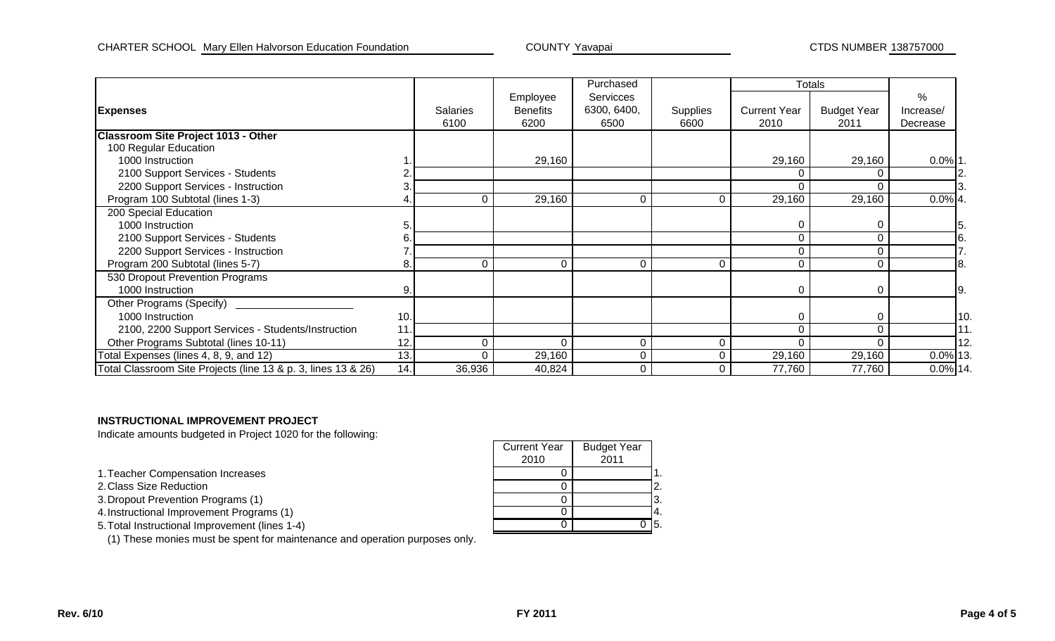CHARTER SCHOOL Mary Ellen Halvorson Education Foundation COUNTY Yavapai CTDS NUMBER 138757000

| Expenses | | Salaries 6100 | Employee Benefits 6200 | Purchased Servicces 6300, 6400, 6500 | Supplies 6600 | Totals Current Year 2010 | Budget Year 2011 | % Increase/ Decrease | |
|---|---|---|---|---|---|---|---|---|---|
| **Classroom Site Project 1013 - Other** | | | | | | | | | |
| 100 Regular Education | | | | | | | | | |
| 1000 Instruction | 1. | | 29,160 | | | 29,160 | 29,160 | 0.0% | 1. |
| 2100 Support Services - Students | 2. | | | | | 0 | 0 | | 2. |
| 2200 Support Services - Instruction | 3. | | | | | 0 | 0 | | 3. |
| Program 100 Subtotal (lines 1-3) | 4. | 0 | 29,160 | 0 | 0 | 29,160 | 29,160 | 0.0% | 4. |
| 200 Special Education | | | | | | | | | |
| 1000 Instruction | 5. | | | | | 0 | 0 | | 5. |
| 2100 Support Services - Students | 6. | | | | | 0 | 0 | | 6. |
| 2200 Support Services - Instruction | 7. | | | | | 0 | 0 | | 7. |
| Program 200 Subtotal (lines 5-7) | 8. | 0 | 0 | 0 | 0 | 0 | 0 | | 8. |
| 530 Dropout Prevention Programs | | | | | | | | | |
| 1000 Instruction | 9. | | | | | 0 | 0 | | 9. |
| Other Programs (Specify) ____________ | | | | | | | | | |
| 1000 Instruction | 10. | | | | | 0 | 0 | | 10. |
| 2100, 2200 Support Services - Students/Instruction | 11. | | | | | 0 | 0 | | 11. |
| Other Programs Subtotal (lines 10-11) | 12. | 0 | 0 | 0 | 0 | 0 | 0 | | 12. |
| Total Expenses (lines 4, 8, 9, and 12) | 13. | 0 | 29,160 | 0 | 0 | 29,160 | 29,160 | 0.0% | 13. |
| Total Classroom Site Projects (line 13 & p. 3, lines 13 & 26) | 14. | 36,936 | 40,824 | 0 | 0 | 77,760 | 77,760 | 0.0% | 14. |

**INSTRUCTIONAL IMPROVEMENT PROJECT**

Indicate amounts budgeted in Project 1020 for the following:

| | Current Year 2010 | Budget Year 2011 | |
|---|---|---|---|
| 1. Teacher Compensation Increases | 0 | | 1. |
| 2. Class Size Reduction | 0 | | 2. |
| 3. Dropout Prevention Programs (1) | 0 | | 3. |
| 4. Instructional Improvement Programs (1) | 0 | | 4. |
| 5. Total Instructional Improvement (lines 1-4) | 0 | 0 | 5. |

(1) These monies must be spent for maintenance and operation purposes only.

Rev. 6/10 FY 2011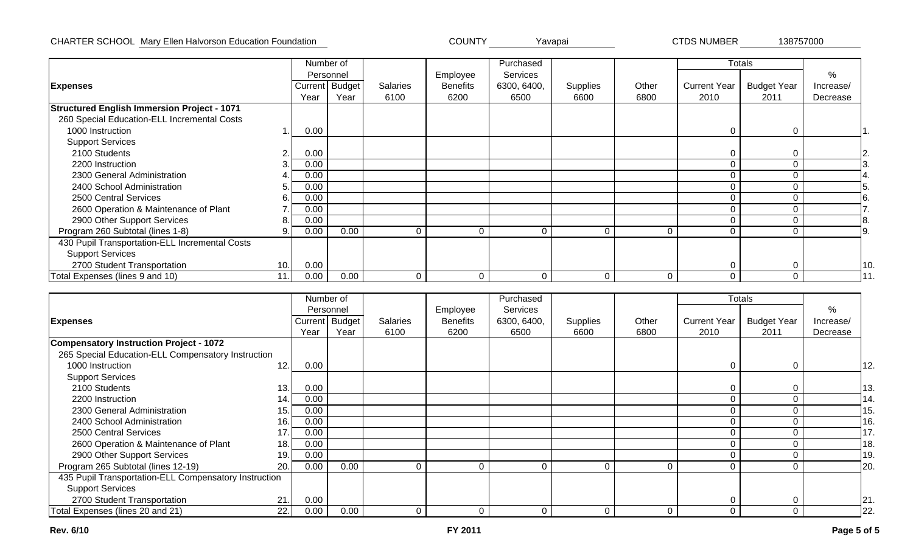CHARTER SCHOOL Mary Ellen Halvorson Education Foundation COUNTY Yavapai CTDS NUMBER 138757000

| Expenses | | Number of Personnel Current Year | Number of Personnel Budget Year | Salaries 6100 | Employee Benefits 6200 | Purchased Services 6300, 6400, 6500 | Supplies 6600 | Other 6800 | Totals Current Year 2010 | Totals Budget Year 2011 | % Increase/ Decrease | |
|---|---|---|---|---|---|---|---|---|---|---|---|---|
| **Structured English Immersion Project - 1071** | | | | | | | | | | | | |
| 260 Special Education-ELL Incremental Costs | | | | | | | | | | | | |
| 1000 Instruction | 1. | 0.00 | | | | | | | 0 | 0 | | 1. |
| Support Services | | | | | | | | | | | | |
| 2100 Students | 2. | 0.00 | | | | | | | 0 | 0 | | 2. |
| 2200 Instruction | 3. | 0.00 | | | | | | | 0 | 0 | | 3. |
| 2300 General Administration | 4. | 0.00 | | | | | | | 0 | 0 | | 4. |
| 2400 School Administration | 5. | 0.00 | | | | | | | 0 | 0 | | 5. |
| 2500 Central Services | 6. | 0.00 | | | | | | | 0 | 0 | | 6. |
| 2600 Operation & Maintenance of Plant | 7. | 0.00 | | | | | | | 0 | 0 | | 7. |
| 2900 Other Support Services | 8. | 0.00 | | | | | | | 0 | 0 | | 8. |
| Program 260 Subtotal (lines 1-8) | 9. | 0.00 | 0.00 | 0 | 0 | 0 | 0 | 0 | 0 | 0 | | 9. |
| 430 Pupil Transportation-ELL Incremental Costs | | | | | | | | | | | | |
| Support Services | | | | | | | | | | | | |
| 2700 Student Transportation | 10. | 0.00 | | | | | | | 0 | 0 | | 10. |
| Total Expenses (lines 9 and 10) | 11. | 0.00 | 0.00 | 0 | 0 | 0 | 0 | 0 | 0 | 0 | | 11. |

| Expenses | | Number of Personnel Current Year | Number of Personnel Budget Year | Salaries 6100 | Employee Benefits 6200 | Purchased Services 6300, 6400, 6500 | Supplies 6600 | Other 6800 | Totals Current Year 2010 | Totals Budget Year 2011 | % Increase/ Decrease | |
|---|---|---|---|---|---|---|---|---|---|---|---|---|
| **Compensatory Instruction Project - 1072** | | | | | | | | | | | | |
| 265 Special Education-ELL Compensatory Instruction | | | | | | | | | | | | |
| 1000 Instruction | 12. | 0.00 | | | | | | | 0 | 0 | | 12. |
| Support Services | | | | | | | | | | | | |
| 2100 Students | 13. | 0.00 | | | | | | | 0 | 0 | | 13. |
| 2200 Instruction | 14. | 0.00 | | | | | | | 0 | 0 | | 14. |
| 2300 General Administration | 15. | 0.00 | | | | | | | 0 | 0 | | 15. |
| 2400 School Administration | 16. | 0.00 | | | | | | | 0 | 0 | | 16. |
| 2500 Central Services | 17. | 0.00 | | | | | | | 0 | 0 | | 17. |
| 2600 Operation & Maintenance of Plant | 18. | 0.00 | | | | | | | 0 | 0 | | 18. |
| 2900 Other Support Services | 19. | 0.00 | | | | | | | 0 | 0 | | 19. |
| Program 265 Subtotal (lines 12-19) | 20. | 0.00 | 0.00 | 0 | 0 | 0 | 0 | 0 | 0 | 0 | | 20. |
| 435 Pupil Transportation-ELL Compensatory Instruction | | | | | | | | | | | | |
| Support Services | | | | | | | | | | | | |
| 2700 Student Transportation | 21. | 0.00 | | | | | | | 0 | 0 | | 21. |
| Total Expenses (lines 20 and 21) | 22. | 0.00 | 0.00 | 0 | 0 | 0 | 0 | 0 | 0 | 0 | | 22. |

Rev. 6/10 FY 2011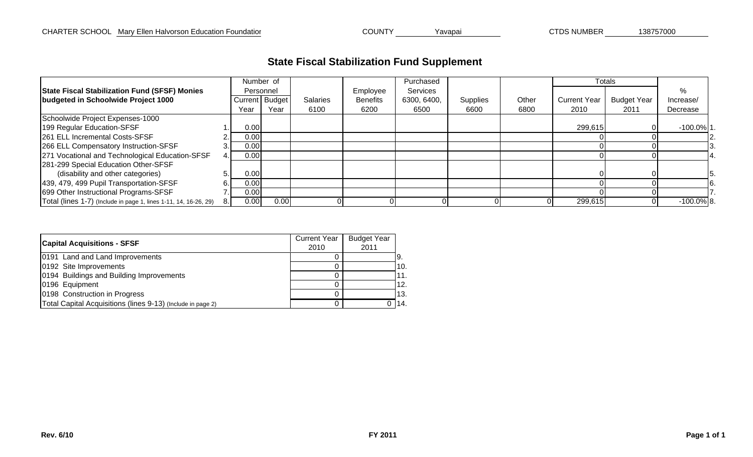CHARTER SCHOOL Mary Ellen Halvorson Education Foundation COUNTY Yavapai CTDS NUMBER 138757000

# State Fiscal Stabilization Fund Supplement

| State Fiscal Stabilization Fund (SFSF) Monies budgeted in Schoolwide Project 1000 | | Number of Personnel Current Year | Number of Personnel Budget Year | Salaries 6100 | Employee Benefits 6200 | Purchased Services 6300, 6400, 6500 | Supplies 6600 | Other 6800 | Totals Current Year 2010 | Totals Budget Year 2011 | % Increase/ Decrease | |
|---|---|---|---|---|---|---|---|---|---|---|---|---|
| Schoolwide Project Expenses-1000 | | | | | | | | | | | | |
| 199 Regular Education-SFSF | 1. | 0.00 | | | | | | | 299,615 | 0 | -100.0% | 1. |
| 261 ELL Incremental Costs-SFSF | 2. | 0.00 | | | | | | | 0 | 0 | | 2. |
| 266 ELL Compensatory Instruction-SFSF | 3. | 0.00 | | | | | | | 0 | 0 | | 3. |
| 271 Vocational and Technological Education-SFSF | 4. | 0.00 | | | | | | | 0 | 0 | | 4. |
| 281-299 Special Education Other-SFSF (disability and other categories) | 5. | 0.00 | | | | | | | 0 | 0 | | 5. |
| 439, 479, 499 Pupil Transportation-SFSF | 6. | 0.00 | | | | | | | 0 | 0 | | 6. |
| 699 Other Instructional Programs-SFSF | 7. | 0.00 | | | | | | | 0 | 0 | | 7. |
| Total (lines 1-7) (Include in page 1, lines 1-11, 14, 16-26, 29) | 8. | 0.00 | 0.00 | 0 | 0 | 0 | 0 | 0 | 299,615 | 0 | -100.0% | 8. |

| Capital Acquisitions - SFSF | Current Year 2010 | Budget Year 2011 | |
|---|---|---|---|
| 0191 Land and Land Improvements | 0 | | 9. |
| 0192 Site Improvements | 0 | | 10. |
| 0194 Buildings and Building Improvements | 0 | | 11. |
| 0196 Equipment | 0 | | 12. |
| 0198 Construction in Progress | 0 | | 13. |
| Total Capital Acquisitions (lines 9-13) (Include in page 2) | 0 | 0 | 14. |

Rev. 6/10 FY 2011